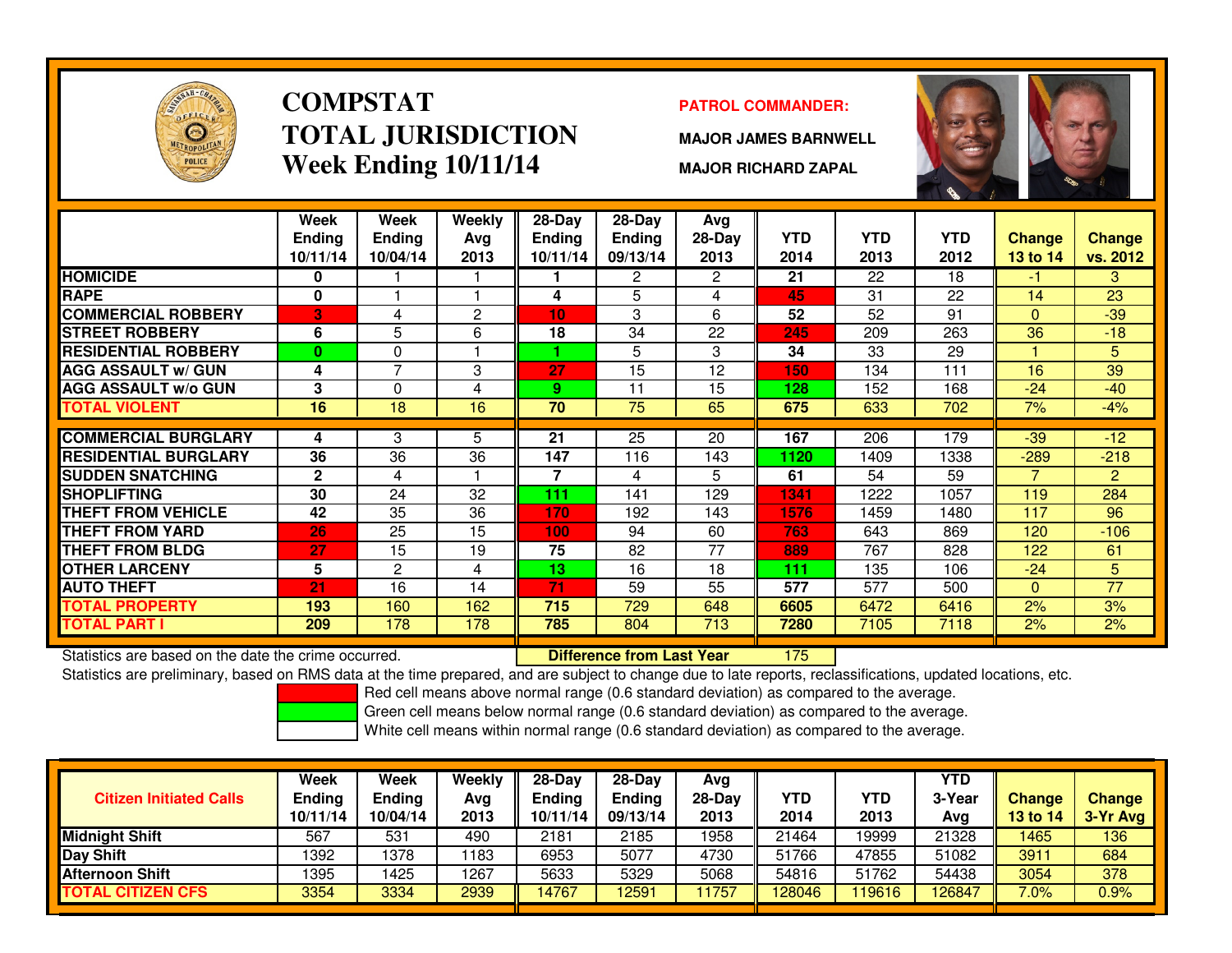# COMPSTAT
# TOTAL JURISDICTION
## Week Ending 10/11/14

**PATROL COMMANDER:**

**MAJOR JAMES BARNWELL**

**MAJOR RICHARD ZAPAL**

| | Week Ending 10/11/14 | Week Ending 10/04/14 | Weekly Avg 2013 | 28-Day Ending 10/11/14 | 28-Day Ending 09/13/14 | Avg 28-Day 2013 | YTD 2014 | YTD 2013 | YTD 2012 | Change 13 to 14 | Change vs. 2012 |
|---|---|---|---|---|---|---|---|---|---|---|---|
| HOMICIDE | 0 | 1 | 1 | 1 | 2 | 2 | 21 | 22 | 18 | -1 | 3 |
| RAPE | 0 | 1 | 1 | 4 | 5 | 4 | 45 | 31 | 22 | 14 | 23 |
| COMMERCIAL ROBBERY | 3 | 4 | 2 | 10 | 3 | 6 | 52 | 52 | 91 | 0 | -39 |
| STREET ROBBERY | 6 | 5 | 6 | 18 | 34 | 22 | 245 | 209 | 263 | 36 | -18 |
| RESIDENTIAL ROBBERY | 0 | 0 | 1 | 1 | 5 | 3 | 34 | 33 | 29 | 1 | 5 |
| AGG ASSAULT w/ GUN | 4 | 7 | 3 | 27 | 15 | 12 | 150 | 134 | 111 | 16 | 39 |
| AGG ASSAULT w/o GUN | 3 | 0 | 4 | 9 | 11 | 15 | 128 | 152 | 168 | -24 | -40 |
| TOTAL VIOLENT | 16 | 18 | 16 | 70 | 75 | 65 | 675 | 633 | 702 | 7% | -4% |
| COMMERCIAL BURGLARY | 4 | 3 | 5 | 21 | 25 | 20 | 167 | 206 | 179 | -39 | -12 |
| RESIDENTIAL BURGLARY | 36 | 36 | 36 | 147 | 116 | 143 | 1120 | 1409 | 1338 | -289 | -218 |
| SUDDEN SNATCHING | 2 | 4 | 1 | 7 | 4 | 5 | 61 | 54 | 59 | 7 | 2 |
| SHOPLIFTING | 30 | 24 | 32 | 111 | 141 | 129 | 1341 | 1222 | 1057 | 119 | 284 |
| THEFT FROM VEHICLE | 42 | 35 | 36 | 170 | 192 | 143 | 1576 | 1459 | 1480 | 117 | 96 |
| THEFT FROM YARD | 26 | 25 | 15 | 100 | 94 | 60 | 763 | 643 | 869 | 120 | -106 |
| THEFT FROM BLDG | 27 | 15 | 19 | 75 | 82 | 77 | 889 | 767 | 828 | 122 | 61 |
| OTHER LARCENY | 5 | 2 | 4 | 13 | 16 | 18 | 111 | 135 | 106 | -24 | 5 |
| AUTO THEFT | 21 | 16 | 14 | 71 | 59 | 55 | 577 | 577 | 500 | 0 | 77 |
| TOTAL PROPERTY | 193 | 160 | 162 | 715 | 729 | 648 | 6605 | 6472 | 6416 | 2% | 3% |
| TOTAL PART I | 209 | 178 | 178 | 785 | 804 | 713 | 7280 | 7105 | 7118 | 2% | 2% |

Statistics are based on the date the crime occurred. **Difference from Last Year** 175

Statistics are preliminary, based on RMS data at the time prepared, and are subject to change due to late reports, reclassifications, updated locations, etc.

Red cell means above normal range (0.6 standard deviation) as compared to the average.
Green cell means below normal range (0.6 standard deviation) as compared to the average.
White cell means within normal range (0.6 standard deviation) as compared to the average.

| Citizen Initiated Calls | Week Ending 10/11/14 | Week Ending 10/04/14 | Weekly Avg 2013 | 28-Day Ending 10/11/14 | 28-Day Ending 09/13/14 | Avg 28-Day 2013 | YTD 2014 | YTD 2013 | YTD 3-Year Avg | Change 13 to 14 | Change 3-Yr Avg |
|---|---|---|---|---|---|---|---|---|---|---|---|
| Midnight Shift | 567 | 531 | 490 | 2181 | 2185 | 1958 | 21464 | 19999 | 21328 | 1465 | 136 |
| Day Shift | 1392 | 1378 | 1183 | 6953 | 5077 | 4730 | 51766 | 47855 | 51082 | 3911 | 684 |
| Afternoon Shift | 1395 | 1425 | 1267 | 5633 | 5329 | 5068 | 54816 | 51762 | 54438 | 3054 | 378 |
| TOTAL CITIZEN CFS | 3354 | 3334 | 2939 | 14767 | 12591 | 11757 | 128046 | 119616 | 126847 | 7.0% | 0.9% |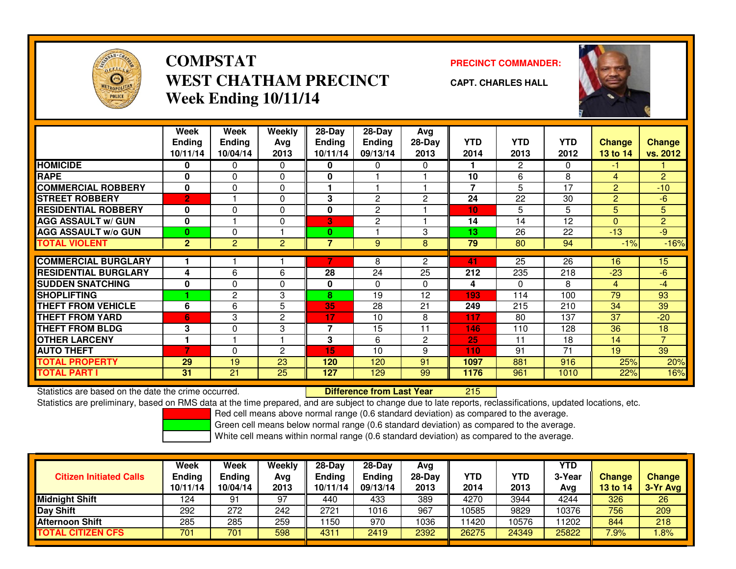# COMPSTAT
# WEST CHATHAM PRECINCT
## Week Ending 10/11/14

**PRECINCT COMMANDER:**

**CAPT. CHARLES HALL**

| | Week Ending 10/11/14 | Week Ending 10/04/14 | Weekly Avg 2013 | 28-Day Ending 10/11/14 | 28-Day Ending 09/13/14 | Avg 28-Day 2013 | YTD 2014 | YTD 2013 | YTD 2012 | Change 13 to 14 | Change vs. 2012 |
|---|---|---|---|---|---|---|---|---|---|---|---|
| HOMICIDE | 0 | 0 | 0 | 0 | 0 | 0 | 1 | 2 | 0 | -1 | 1 |
| RAPE | 0 | 0 | 0 | 0 | 1 | 1 | 10 | 6 | 8 | 4 | 2 |
| COMMERCIAL ROBBERY | 0 | 0 | 0 | 1 | 1 | 1 | 7 | 5 | 17 | 2 | -10 |
| STREET ROBBERY | 2 | 1 | 0 | 3 | 2 | 2 | 24 | 22 | 30 | 2 | -6 |
| RESIDENTIAL ROBBERY | 0 | 0 | 0 | 0 | 2 | 1 | 10 | 5 | 5 | 5 | 5 |
| AGG ASSAULT w/ GUN | 0 | 1 | 0 | 3 | 2 | 1 | 14 | 14 | 12 | 0 | 2 |
| AGG ASSAULT w/o GUN | 0 | 0 | 1 | 0 | 1 | 3 | 13 | 26 | 22 | -13 | -9 |
| TOTAL VIOLENT | 2 | 2 | 2 | 7 | 9 | 8 | 79 | 80 | 94 | -1% | -16% |
| COMMERCIAL BURGLARY | 1 | 1 | 1 | 7 | 8 | 2 | 41 | 25 | 26 | 16 | 15 |
| RESIDENTIAL BURGLARY | 4 | 6 | 6 | 28 | 24 | 25 | 212 | 235 | 218 | -23 | -6 |
| SUDDEN SNATCHING | 0 | 0 | 0 | 0 | 0 | 0 | 4 | 0 | 8 | 4 | -4 |
| SHOPLIFTING | 1 | 2 | 3 | 8 | 19 | 12 | 193 | 114 | 100 | 79 | 93 |
| THEFT FROM VEHICLE | 6 | 6 | 5 | 35 | 28 | 21 | 249 | 215 | 210 | 34 | 39 |
| THEFT FROM YARD | 6 | 3 | 2 | 17 | 10 | 8 | 117 | 80 | 137 | 37 | -20 |
| THEFT FROM BLDG | 3 | 0 | 3 | 7 | 15 | 11 | 146 | 110 | 128 | 36 | 18 |
| OTHER LARCENY | 1 | 1 | 1 | 3 | 6 | 2 | 25 | 11 | 18 | 14 | 7 |
| AUTO THEFT | 7 | 0 | 2 | 15 | 10 | 9 | 110 | 91 | 71 | 19 | 39 |
| TOTAL PROPERTY | 29 | 19 | 23 | 120 | 120 | 91 | 1097 | 881 | 916 | 25% | 20% |
| TOTAL PART I | 31 | 21 | 25 | 127 | 129 | 99 | 1176 | 961 | 1010 | 22% | 16% |

Statistics are based on the date the crime occurred. **Difference from Last Year** 215

Statistics are preliminary, based on RMS data at the time prepared, and are subject to change due to late reports, reclassifications, updated locations, etc.

Red cell means above normal range (0.6 standard deviation) as compared to the average.
Green cell means below normal range (0.6 standard deviation) as compared to the average.
White cell means within normal range (0.6 standard deviation) as compared to the average.

| Citizen Initiated Calls | Week Ending 10/11/14 | Week Ending 10/04/14 | Weekly Avg 2013 | 28-Day Ending 10/11/14 | 28-Day Ending 09/13/14 | Avg 28-Day 2013 | YTD 2014 | YTD 2013 | YTD 3-Year Avg | Change 13 to 14 | Change 3-Yr Avg |
|---|---|---|---|---|---|---|---|---|---|---|---|
| Midnight Shift | 124 | 91 | 97 | 440 | 433 | 389 | 4270 | 3944 | 4244 | 326 | 26 |
| Day Shift | 292 | 272 | 242 | 2721 | 1016 | 967 | 10585 | 9829 | 10376 | 756 | 209 |
| Afternoon Shift | 285 | 285 | 259 | 1150 | 970 | 1036 | 11420 | 10576 | 11202 | 844 | 218 |
| TOTAL CITIZEN CFS | 701 | 701 | 598 | 4311 | 2419 | 2392 | 26275 | 24349 | 25822 | 7.9% | 1.8% |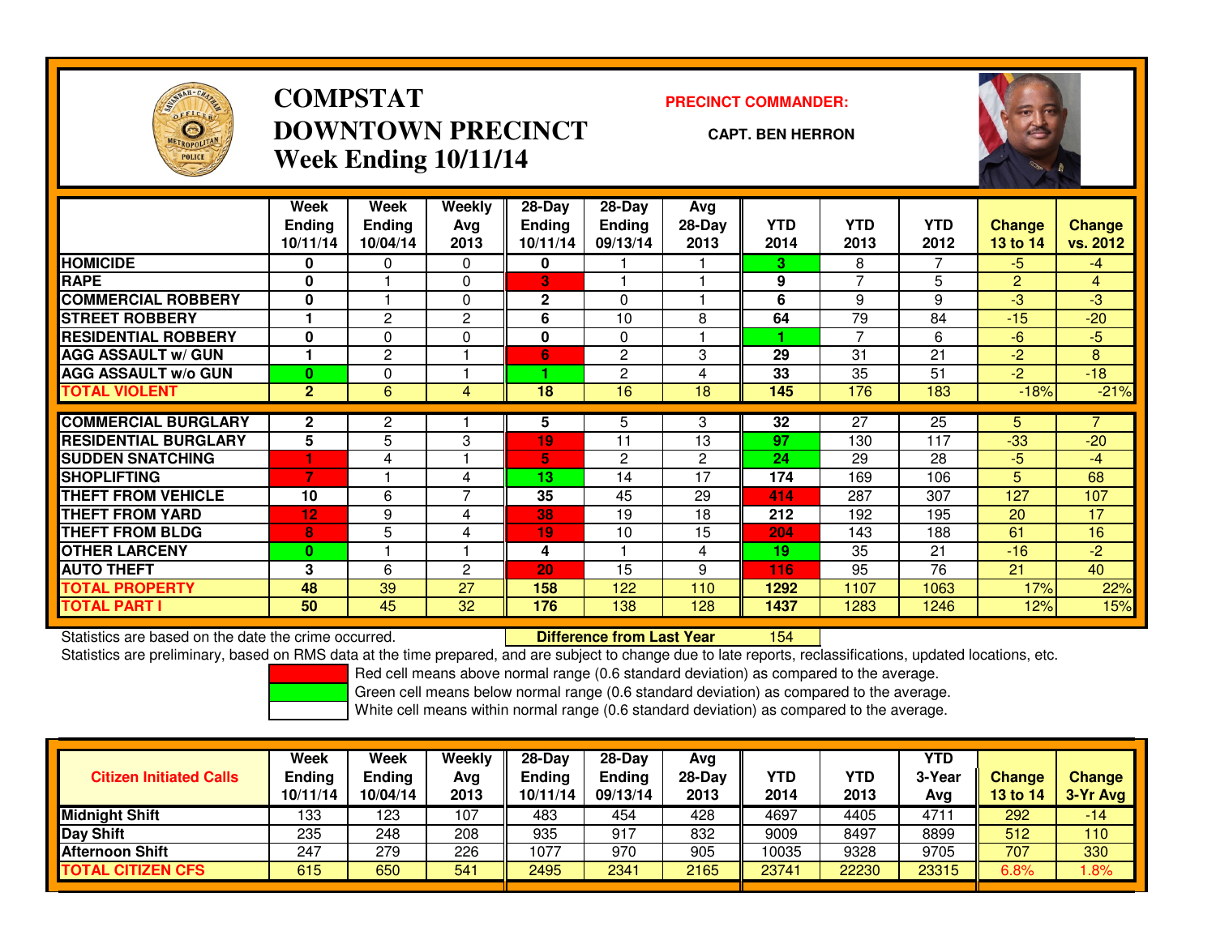# COMPSTAT
## DOWNTOWN PRECINCT
## Week Ending 10/11/14

**PRECINCT COMMANDER:**

**CAPT. BEN HERRON**

| | Week Ending 10/11/14 | Week Ending 10/04/14 | Weekly Avg 2013 | 28-Day Ending 10/11/14 | 28-Day Ending 09/13/14 | Avg 28-Day 2013 | YTD 2014 | YTD 2013 | YTD 2012 | Change 13 to 14 | Change vs. 2012 |
|---|---|---|---|---|---|---|---|---|---|---|---|
| HOMICIDE | 0 | 0 | 0 | 0 | 1 | 1 | 3 | 8 | 7 | -5 | -4 |
| RAPE | 0 | 1 | 0 | 3 | 1 | 1 | 9 | 7 | 5 | 2 | 4 |
| COMMERCIAL ROBBERY | 0 | 1 | 0 | 2 | 0 | 1 | 6 | 9 | 9 | -3 | -3 |
| STREET ROBBERY | 1 | 2 | 2 | 6 | 10 | 8 | 64 | 79 | 84 | -15 | -20 |
| RESIDENTIAL ROBBERY | 0 | 0 | 0 | 0 | 0 | 1 | 1 | 7 | 6 | -6 | -5 |
| AGG ASSAULT w/ GUN | 1 | 2 | 1 | 6 | 2 | 3 | 29 | 31 | 21 | -2 | 8 |
| AGG ASSAULT w/o GUN | 0 | 0 | 1 | 1 | 2 | 4 | 33 | 35 | 51 | -2 | -18 |
| **TOTAL VIOLENT** | 2 | 6 | 4 | 18 | 16 | 18 | 145 | 176 | 183 | -18% | -21% |
| COMMERCIAL BURGLARY | 2 | 2 | 1 | 5 | 5 | 3 | 32 | 27 | 25 | 5 | 7 |
| RESIDENTIAL BURGLARY | 5 | 5 | 3 | 19 | 11 | 13 | 97 | 130 | 117 | -33 | -20 |
| SUDDEN SNATCHING | 1 | 4 | 1 | 5 | 2 | 2 | 24 | 29 | 28 | -5 | -4 |
| SHOPLIFTING | 7 | 1 | 4 | 13 | 14 | 17 | 174 | 169 | 106 | 5 | 68 |
| THEFT FROM VEHICLE | 10 | 6 | 7 | 35 | 45 | 29 | 414 | 287 | 307 | 127 | 107 |
| THEFT FROM YARD | 12 | 9 | 4 | 38 | 19 | 18 | 212 | 192 | 195 | 20 | 17 |
| THEFT FROM BLDG | 8 | 5 | 4 | 19 | 10 | 15 | 204 | 143 | 188 | 61 | 16 |
| OTHER LARCENY | 0 | 1 | 1 | 4 | 1 | 4 | 19 | 35 | 21 | -16 | -2 |
| AUTO THEFT | 3 | 6 | 2 | 20 | 15 | 9 | 116 | 95 | 76 | 21 | 40 |
| **TOTAL PROPERTY** | 48 | 39 | 27 | 158 | 122 | 110 | 1292 | 1107 | 1063 | 17% | 22% |
| **TOTAL PART I** | 50 | 45 | 32 | 176 | 138 | 128 | 1437 | 1283 | 1246 | 12% | 15% |

Statistics are based on the date the crime occurred. **Difference from Last Year** 154

Statistics are preliminary, based on RMS data at the time prepared, and are subject to change due to late reports, reclassifications, updated locations, etc.

Red cell means above normal range (0.6 standard deviation) as compared to the average.
Green cell means below normal range (0.6 standard deviation) as compared to the average.
White cell means within normal range (0.6 standard deviation) as compared to the average.

| Citizen Initiated Calls | Week Ending 10/11/14 | Week Ending 10/04/14 | Weekly Avg 2013 | 28-Day Ending 10/11/14 | 28-Day Ending 09/13/14 | Avg 28-Day 2013 | YTD 2014 | YTD 2013 | YTD 3-Year Avg | Change 13 to 14 | Change 3-Yr Avg |
|---|---|---|---|---|---|---|---|---|---|---|---|
| Midnight Shift | 133 | 123 | 107 | 483 | 454 | 428 | 4697 | 4405 | 4711 | 292 | -14 |
| Day Shift | 235 | 248 | 208 | 935 | 917 | 832 | 9009 | 8497 | 8899 | 512 | 110 |
| Afternoon Shift | 247 | 279 | 226 | 1077 | 970 | 905 | 10035 | 9328 | 9705 | 707 | 330 |
| **TOTAL CITIZEN CFS** | 615 | 650 | 541 | 2495 | 2341 | 2165 | 23741 | 22230 | 23315 | 6.8% | 1.8% |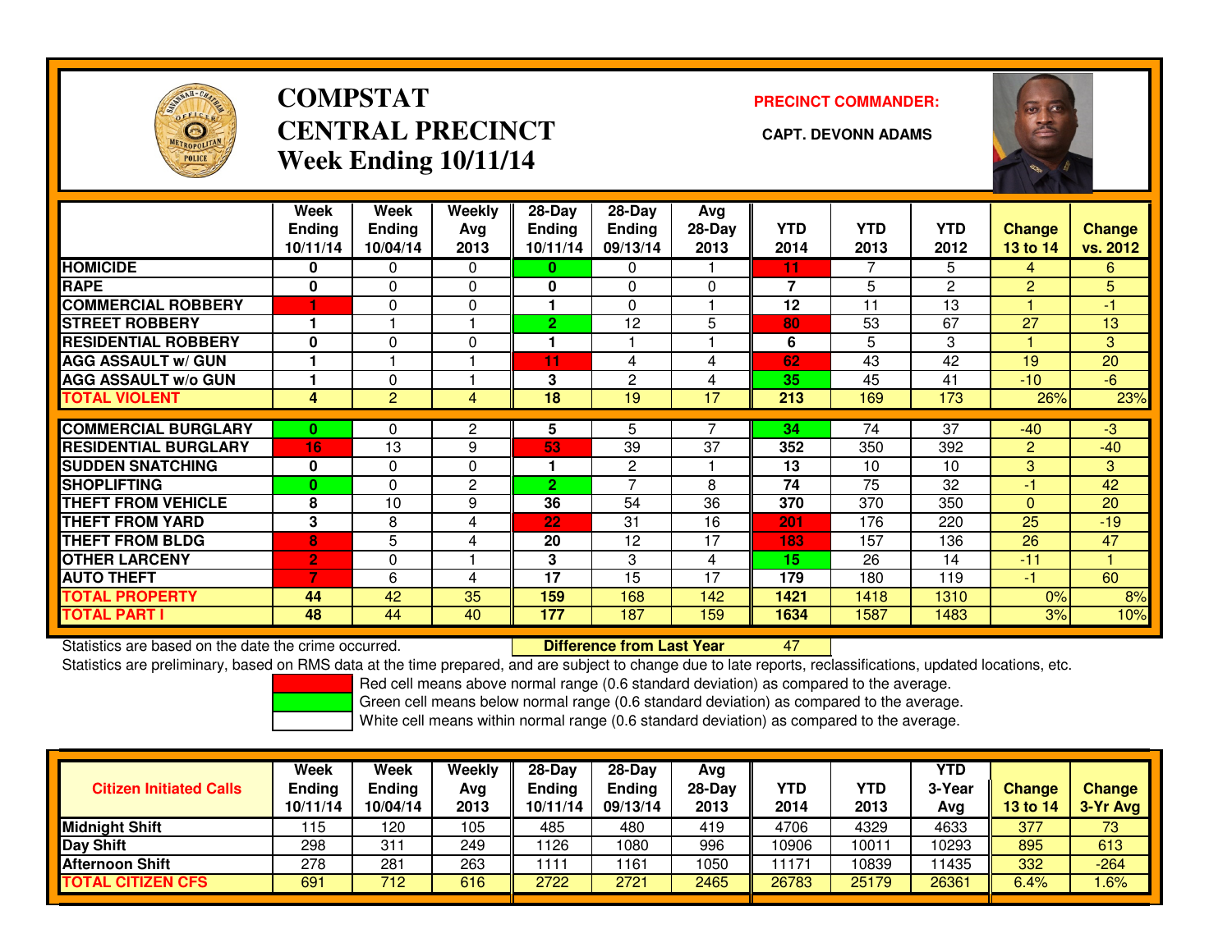# COMPSTAT
# CENTRAL PRECINCT
## Week Ending 10/11/14

**PRECINCT COMMANDER:**

**CAPT. DEVONN ADAMS**

| | Week Ending 10/11/14 | Week Ending 10/04/14 | Weekly Avg 2013 | 28-Day Ending 10/11/14 | 28-Day Ending 09/13/14 | Avg 28-Day 2013 | YTD 2014 | YTD 2013 | YTD 2012 | Change 13 to 14 | Change vs. 2012 |
|---|---|---|---|---|---|---|---|---|---|---|---|
| HOMICIDE | 0 | 0 | 0 | 0 | 0 | 1 | 11 | 7 | 5 | 4 | 6 |
| RAPE | 0 | 0 | 0 | 0 | 0 | 0 | 7 | 5 | 2 | 2 | 5 |
| COMMERCIAL ROBBERY | 1 | 0 | 0 | 1 | 0 | 1 | 12 | 11 | 13 | 1 | -1 |
| STREET ROBBERY | 1 | 1 | 1 | 2 | 12 | 5 | 80 | 53 | 67 | 27 | 13 |
| RESIDENTIAL ROBBERY | 0 | 0 | 0 | 1 | 1 | 1 | 6 | 5 | 3 | 1 | 3 |
| AGG ASSAULT w/ GUN | 1 | 1 | 1 | 11 | 4 | 4 | 62 | 43 | 42 | 19 | 20 |
| AGG ASSAULT w/o GUN | 1 | 0 | 1 | 3 | 2 | 4 | 35 | 45 | 41 | -10 | -6 |
| TOTAL VIOLENT | 4 | 2 | 4 | 18 | 19 | 17 | 213 | 169 | 173 | 26% | 23% |
| COMMERCIAL BURGLARY | 0 | 0 | 2 | 5 | 5 | 7 | 34 | 74 | 37 | -40 | -3 |
| RESIDENTIAL BURGLARY | 16 | 13 | 9 | 53 | 39 | 37 | 352 | 350 | 392 | 2 | -40 |
| SUDDEN SNATCHING | 0 | 0 | 0 | 1 | 2 | 1 | 13 | 10 | 10 | 3 | 3 |
| SHOPLIFTING | 0 | 0 | 2 | 2 | 7 | 8 | 74 | 75 | 32 | -1 | 42 |
| THEFT FROM VEHICLE | 8 | 10 | 9 | 36 | 54 | 36 | 370 | 370 | 350 | 0 | 20 |
| THEFT FROM YARD | 3 | 8 | 4 | 22 | 31 | 16 | 201 | 176 | 220 | 25 | -19 |
| THEFT FROM BLDG | 8 | 5 | 4 | 20 | 12 | 17 | 183 | 157 | 136 | 26 | 47 |
| OTHER LARCENY | 2 | 0 | 1 | 3 | 3 | 4 | 15 | 26 | 14 | -11 | 1 |
| AUTO THEFT | 7 | 6 | 4 | 17 | 15 | 17 | 179 | 180 | 119 | -1 | 60 |
| TOTAL PROPERTY | 44 | 42 | 35 | 159 | 168 | 142 | 1421 | 1418 | 1310 | 0% | 8% |
| TOTAL PART I | 48 | 44 | 40 | 177 | 187 | 159 | 1634 | 1587 | 1483 | 3% | 10% |

Statistics are based on the date the crime occurred. **Difference from Last Year** 47

Statistics are preliminary, based on RMS data at the time prepared, and are subject to change due to late reports, reclassifications, updated locations, etc.

Red cell means above normal range (0.6 standard deviation) as compared to the average.
Green cell means below normal range (0.6 standard deviation) as compared to the average.
White cell means within normal range (0.6 standard deviation) as compared to the average.

| Citizen Initiated Calls | Week Ending 10/11/14 | Week Ending 10/04/14 | Weekly Avg 2013 | 28-Day Ending 10/11/14 | 28-Day Ending 09/13/14 | Avg 28-Day 2013 | YTD 2014 | YTD 2013 | YTD 3-Year Avg | Change 13 to 14 | Change 3-Yr Avg |
|---|---|---|---|---|---|---|---|---|---|---|---|
| Midnight Shift | 115 | 120 | 105 | 485 | 480 | 419 | 4706 | 4329 | 4633 | 377 | 73 |
| Day Shift | 298 | 311 | 249 | 1126 | 1080 | 996 | 10906 | 10011 | 10293 | 895 | 613 |
| Afternoon Shift | 278 | 281 | 263 | 1111 | 1161 | 1050 | 11171 | 10839 | 11435 | 332 | -264 |
| TOTAL CITIZEN CFS | 691 | 712 | 616 | 2722 | 2721 | 2465 | 26783 | 25179 | 26361 | 6.4% | 1.6% |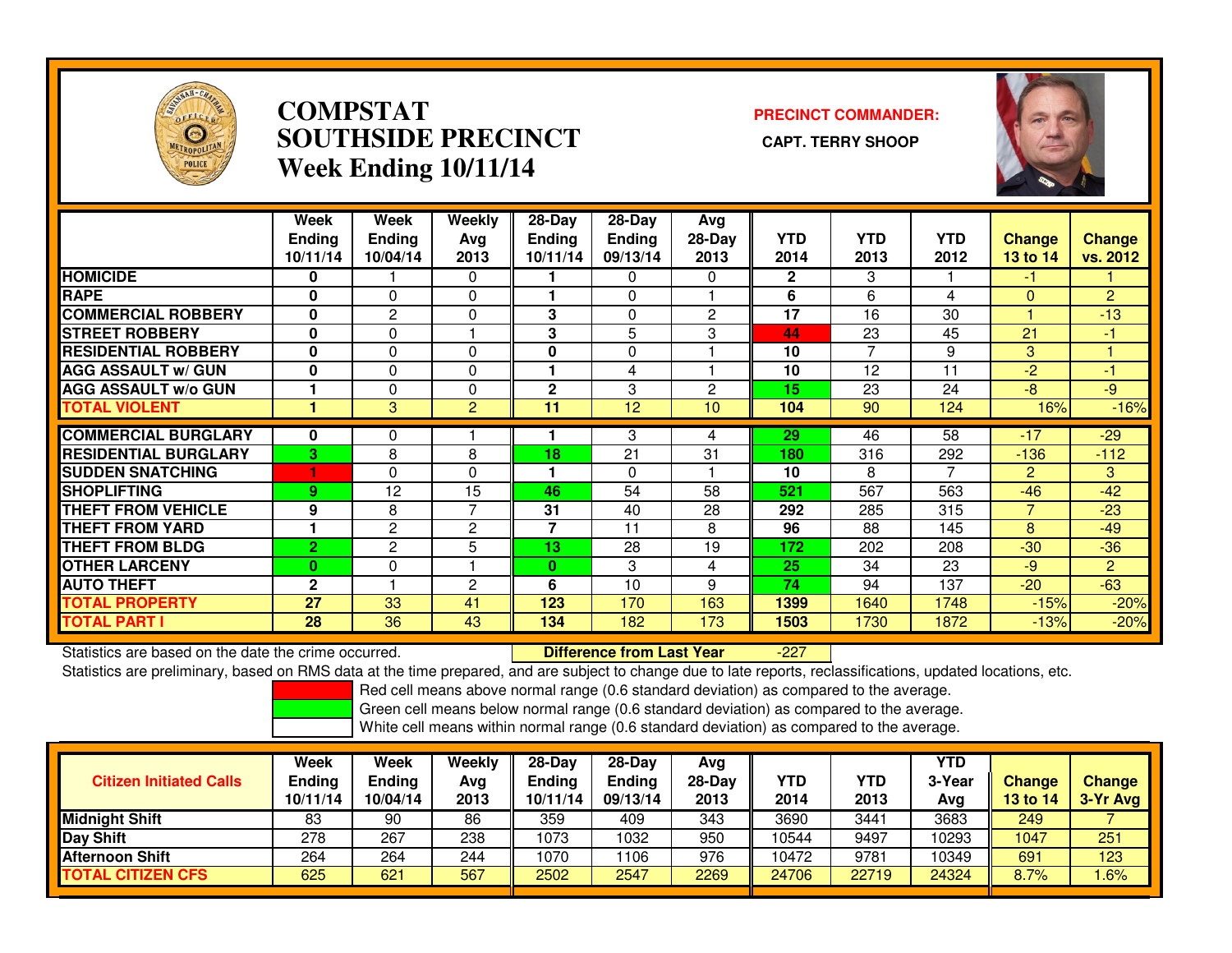# COMPSTAT
# SOUTHSIDE PRECINCT
## Week Ending 10/11/14

**PRECINCT COMMANDER:**

**CAPT. TERRY SHOOP**

| | Week Ending 10/11/14 | Week Ending 10/04/14 | Weekly Avg 2013 | 28-Day Ending 10/11/14 | 28-Day Ending 09/13/14 | Avg 28-Day 2013 | YTD 2014 | YTD 2013 | YTD 2012 | Change 13 to 14 | Change vs. 2012 |
|---|---|---|---|---|---|---|---|---|---|---|---|
| HOMICIDE | 0 | 1 | 0 | 1 | 0 | 0 | 2 | 3 | 1 | -1 | 1 |
| RAPE | 0 | 0 | 0 | 1 | 0 | 1 | 6 | 6 | 4 | 0 | 2 |
| COMMERCIAL ROBBERY | 0 | 2 | 0 | 3 | 0 | 2 | 17 | 16 | 30 | 1 | -13 |
| STREET ROBBERY | 0 | 0 | 1 | 3 | 5 | 3 | 44 | 23 | 45 | 21 | -1 |
| RESIDENTIAL ROBBERY | 0 | 0 | 0 | 0 | 0 | 1 | 10 | 7 | 9 | 3 | 1 |
| AGG ASSAULT w/ GUN | 0 | 0 | 0 | 1 | 4 | 1 | 10 | 12 | 11 | -2 | -1 |
| AGG ASSAULT w/o GUN | 1 | 0 | 0 | 2 | 3 | 2 | 15 | 23 | 24 | -8 | -9 |
| TOTAL VIOLENT | 1 | 3 | 2 | 11 | 12 | 10 | 104 | 90 | 124 | 16% | -16% |
| COMMERCIAL BURGLARY | 0 | 0 | 1 | 1 | 3 | 4 | 29 | 46 | 58 | -17 | -29 |
| RESIDENTIAL BURGLARY | 3 | 8 | 8 | 18 | 21 | 31 | 180 | 316 | 292 | -136 | -112 |
| SUDDEN SNATCHING | 1 | 0 | 0 | 1 | 0 | 1 | 10 | 8 | 7 | 2 | 3 |
| SHOPLIFTING | 9 | 12 | 15 | 46 | 54 | 58 | 521 | 567 | 563 | -46 | -42 |
| THEFT FROM VEHICLE | 9 | 8 | 7 | 31 | 40 | 28 | 292 | 285 | 315 | 7 | -23 |
| THEFT FROM YARD | 1 | 2 | 2 | 7 | 11 | 8 | 96 | 88 | 145 | 8 | -49 |
| THEFT FROM BLDG | 2 | 2 | 5 | 13 | 28 | 19 | 172 | 202 | 208 | -30 | -36 |
| OTHER LARCENY | 0 | 0 | 1 | 0 | 3 | 4 | 25 | 34 | 23 | -9 | 2 |
| AUTO THEFT | 2 | 1 | 2 | 6 | 10 | 9 | 74 | 94 | 137 | -20 | -63 |
| TOTAL PROPERTY | 27 | 33 | 41 | 123 | 170 | 163 | 1399 | 1640 | 1748 | -15% | -20% |
| TOTAL PART I | 28 | 36 | 43 | 134 | 182 | 173 | 1503 | 1730 | 1872 | -13% | -20% |

Statistics are based on the date the crime occurred. **Difference from Last Year** -227

Statistics are preliminary, based on RMS data at the time prepared, and are subject to change due to late reports, reclassifications, updated locations, etc.

Red cell means above normal range (0.6 standard deviation) as compared to the average.
Green cell means below normal range (0.6 standard deviation) as compared to the average.
White cell means within normal range (0.6 standard deviation) as compared to the average.

| Citizen Initiated Calls | Week Ending 10/11/14 | Week Ending 10/04/14 | Weekly Avg 2013 | 28-Day Ending 10/11/14 | 28-Day Ending 09/13/14 | Avg 28-Day 2013 | YTD 2014 | YTD 2013 | YTD 3-Year Avg | Change 13 to 14 | Change 3-Yr Avg |
|---|---|---|---|---|---|---|---|---|---|---|---|
| Midnight Shift | 83 | 90 | 86 | 359 | 409 | 343 | 3690 | 3441 | 3683 | 249 | 7 |
| Day Shift | 278 | 267 | 238 | 1073 | 1032 | 950 | 10544 | 9497 | 10293 | 1047 | 251 |
| Afternoon Shift | 264 | 264 | 244 | 1070 | 1106 | 976 | 10472 | 9781 | 10349 | 691 | 123 |
| TOTAL CITIZEN CFS | 625 | 621 | 567 | 2502 | 2547 | 2269 | 24706 | 22719 | 24324 | 8.7% | 1.6% |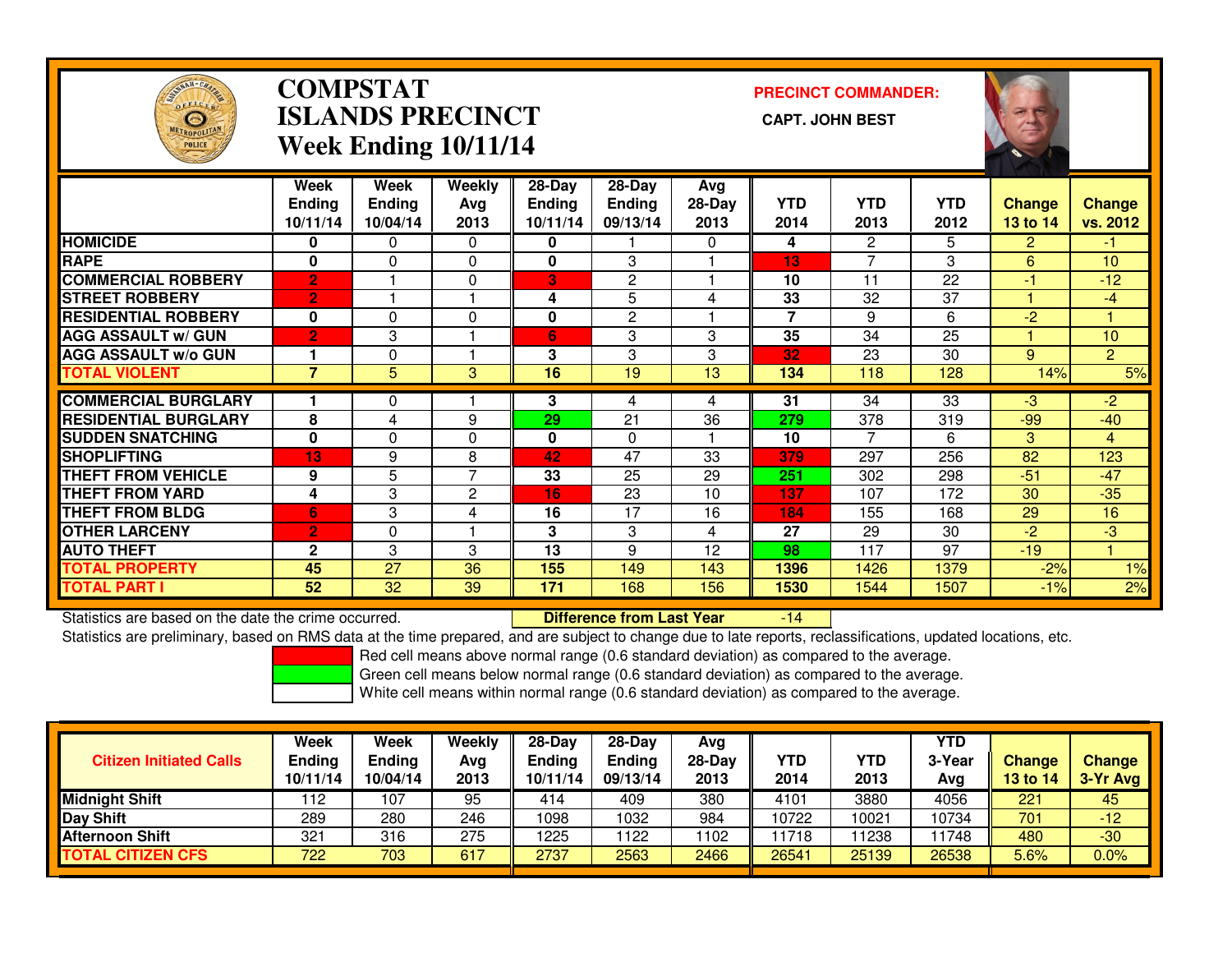# COMPSTAT
# ISLANDS PRECINCT
## Week Ending 10/11/14

**PRECINCT COMMANDER:**

**CAPT. JOHN BEST**

| | Week Ending 10/11/14 | Week Ending 10/04/14 | Weekly Avg 2013 | 28-Day Ending 10/11/14 | 28-Day Ending 09/13/14 | Avg 28-Day 2013 | YTD 2014 | YTD 2013 | YTD 2012 | Change 13 to 14 | Change vs. 2012 |
|---|---|---|---|---|---|---|---|---|---|---|---|
| **HOMICIDE** | **0** | 0 | 0 | **0** | 1 | 0 | **4** | 2 | 5 | 2 | -1 |
| **RAPE** | **0** | 0 | 0 | **0** | 3 | 1 | **13** | 7 | 3 | 6 | 10 |
| **COMMERCIAL ROBBERY** | **2** | 1 | 0 | **3** | 2 | 1 | **10** | 11 | 22 | -1 | -12 |
| **STREET ROBBERY** | **2** | 1 | 1 | **4** | 5 | 4 | **33** | 32 | 37 | 1 | -4 |
| **RESIDENTIAL ROBBERY** | **0** | 0 | 0 | **0** | 2 | 1 | **7** | 9 | 6 | -2 | 1 |
| **AGG ASSAULT w/ GUN** | **2** | 3 | 1 | **6** | 3 | 3 | **35** | 34 | 25 | 1 | 10 |
| **AGG ASSAULT w/o GUN** | **1** | 0 | 1 | **3** | 3 | 3 | **32** | 23 | 30 | 9 | 2 |
| **TOTAL VIOLENT** | **7** | 5 | 3 | **16** | 19 | 13 | **134** | 118 | 128 | 14% | 5% |
| **COMMERCIAL BURGLARY** | **1** | 0 | 1 | **3** | 4 | 4 | **31** | 34 | 33 | -3 | -2 |
| **RESIDENTIAL BURGLARY** | **8** | 4 | 9 | **29** | 21 | 36 | **279** | 378 | 319 | -99 | -40 |
| **SUDDEN SNATCHING** | **0** | 0 | 0 | **0** | 0 | 1 | **10** | 7 | 6 | 3 | 4 |
| **SHOPLIFTING** | **13** | 9 | 8 | **42** | 47 | 33 | **379** | 297 | 256 | 82 | 123 |
| **THEFT FROM VEHICLE** | **9** | 5 | 7 | **33** | 25 | 29 | **251** | 302 | 298 | -51 | -47 |
| **THEFT FROM YARD** | **4** | 3 | 2 | **16** | 23 | 10 | **137** | 107 | 172 | 30 | -35 |
| **THEFT FROM BLDG** | **6** | 3 | 4 | **16** | 17 | 16 | **184** | 155 | 168 | 29 | 16 |
| **OTHER LARCENY** | **2** | 0 | 1 | **3** | 3 | 4 | **27** | 29 | 30 | -2 | -3 |
| **AUTO THEFT** | **2** | 3 | 3 | **13** | 9 | 12 | **98** | 117 | 97 | -19 | 1 |
| **TOTAL PROPERTY** | **45** | 27 | 36 | **155** | 149 | 143 | **1396** | 1426 | 1379 | -2% | 1% |
| **TOTAL PART I** | **52** | 32 | 39 | **171** | 168 | 156 | **1530** | 1544 | 1507 | -1% | 2% |

Statistics are based on the date the crime occurred. **Difference from Last Year** -14

Statistics are preliminary, based on RMS data at the time prepared, and are subject to change due to late reports, reclassifications, updated locations, etc.

Red cell means above normal range (0.6 standard deviation) as compared to the average.

Green cell means below normal range (0.6 standard deviation) as compared to the average.

White cell means within normal range (0.6 standard deviation) as compared to the average.

| Citizen Initiated Calls | Week Ending 10/11/14 | Week Ending 10/04/14 | Weekly Avg 2013 | 28-Day Ending 10/11/14 | 28-Day Ending 09/13/14 | Avg 28-Day 2013 | YTD 2014 | YTD 2013 | YTD 3-Year Avg | Change 13 to 14 | Change 3-Yr Avg |
|---|---|---|---|---|---|---|---|---|---|---|---|
| **Midnight Shift** | 112 | 107 | 95 | 414 | 409 | 380 | 4101 | 3880 | 4056 | 221 | 45 |
| **Day Shift** | 289 | 280 | 246 | 1098 | 1032 | 984 | 10722 | 10021 | 10734 | 701 | -12 |
| **Afternoon Shift** | 321 | 316 | 275 | 1225 | 1122 | 1102 | 11718 | 11238 | 11748 | 480 | -30 |
| **TOTAL CITIZEN CFS** | 722 | 703 | 617 | 2737 | 2563 | 2466 | 26541 | 25139 | 26538 | 5.6% | 0.0% |